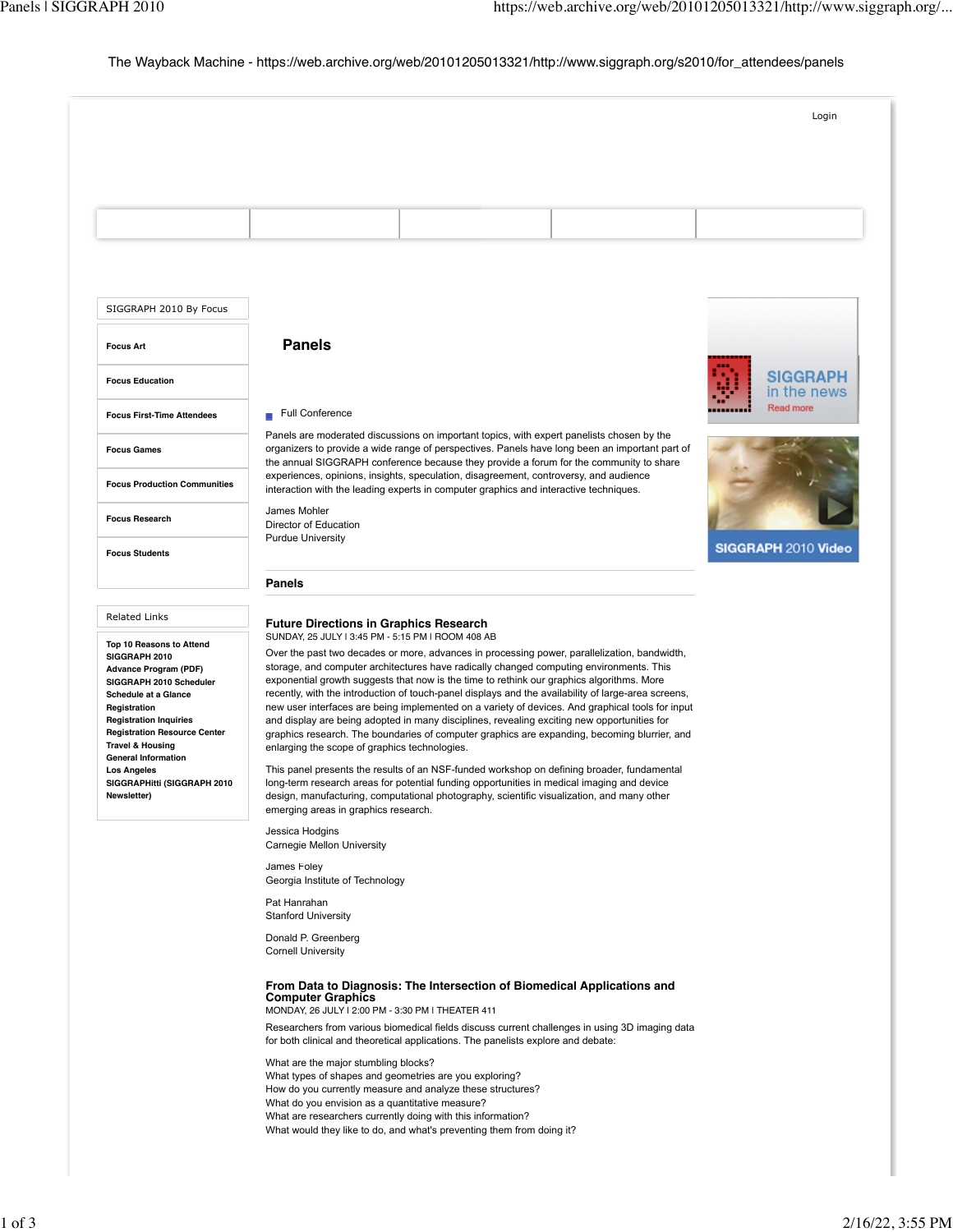The Wayback Machine - https://web.archive.org/web/20101205013321/http://www.siggraph.org/s2010/for_attendees/panels

Login

SIGGRAPH 2010 By Focus

- Focus Art
- Focus Education
- Focus First-Time Attendees
- Focus Games
- Focus Production Communities
- Focus Research
- Focus Students

Related Links

- Top 10 Reasons to Attend SIGGRAPH 2010
- Advance Program (PDF)
- SIGGRAPH 2010 Scheduler
- Schedule at a Glance
- Registration
- Registration Inquiries
- Registration Resource Center
- Travel & Housing
- General Information
- Los Angeles
- SIGGRAPHitti (SIGGRAPH 2010 Newsletter)

# Panels

Full Conference

Panels are moderated discussions on important topics, with expert panelists chosen by the organizers to provide a wide range of perspectives. Panels have long been an important part of the annual SIGGRAPH conference because they provide a forum for the community to share experiences, opinions, insights, speculation, disagreement, controversy, and audience interaction with the leading experts in computer graphics and interactive techniques.

James Mohler
Director of Education
Purdue University

## Panels

### Future Directions in Graphics Research

SUNDAY, 25 JULY | 3:45 PM - 5:15 PM | ROOM 408 AB

Over the past two decades or more, advances in processing power, parallelization, bandwidth, storage, and computer architectures have radically changed computing environments. This exponential growth suggests that now is the time to rethink our graphics algorithms. More recently, with the introduction of touch-panel displays and the availability of large-area screens, new user interfaces are being implemented on a variety of devices. And graphical tools for input and display are being adopted in many disciplines, revealing exciting new opportunities for graphics research. The boundaries of computer graphics are expanding, becoming blurrier, and enlarging the scope of graphics technologies.

This panel presents the results of an NSF-funded workshop on defining broader, fundamental long-term research areas for potential funding opportunities in medical imaging and device design, manufacturing, computational photography, scientific visualization, and many other emerging areas in graphics research.

Jessica Hodgins
Carnegie Mellon University

James Foley
Georgia Institute of Technology

Pat Hanrahan
Stanford University

Donald P. Greenberg
Cornell University

### From Data to Diagnosis: The Intersection of Biomedical Applications and Computer Graphics

MONDAY, 26 JULY | 2:00 PM - 3:30 PM | THEATER 411

Researchers from various biomedical fields discuss current challenges in using 3D imaging data for both clinical and theoretical applications. The panelists explore and debate:

What are the major stumbling blocks?
What types of shapes and geometries are you exploring?
How do you currently measure and analyze these structures?
What do you envision as a quantitative measure?
What are researchers currently doing with this information?
What would they like to do, and what's preventing them from doing it?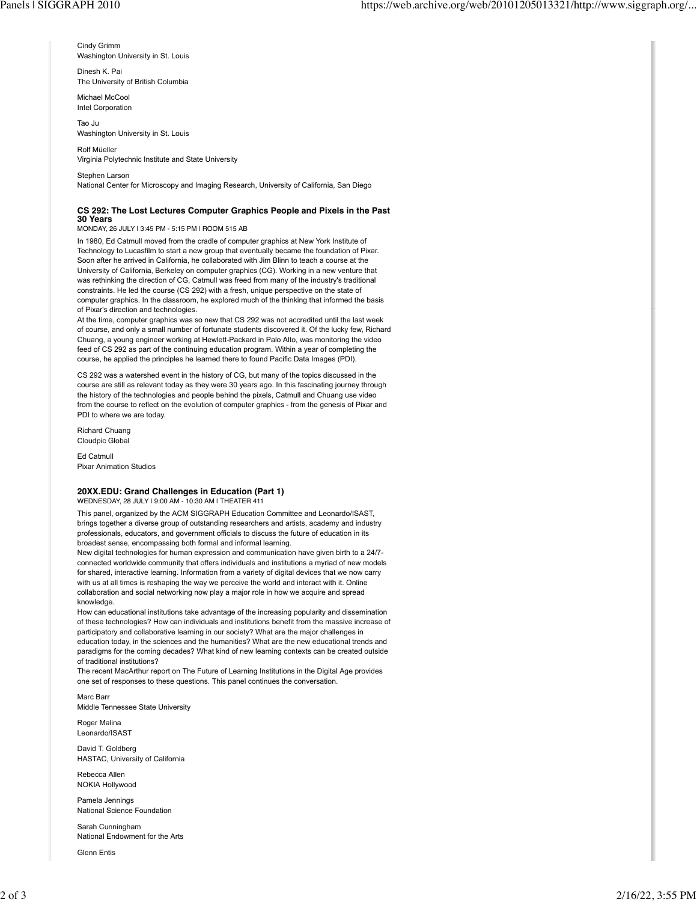Cindy Grimm
Washington University in St. Louis

Dinesh K. Pai
The University of British Columbia

Michael McCool
Intel Corporation

Tao Ju
Washington University in St. Louis

Rolf Müeller
Virginia Polytechnic Institute and State University

Stephen Larson
National Center for Microscopy and Imaging Research, University of California, San Diego

### CS 292: The Lost Lectures Computer Graphics People and Pixels in the Past 30 Years

MONDAY, 26 JULY | 3:45 PM - 5:15 PM | ROOM 515 AB

In 1980, Ed Catmull moved from the cradle of computer graphics at New York Institute of Technology to Lucasfilm to start a new group that eventually became the foundation of Pixar. Soon after he arrived in California, he collaborated with Jim Blinn to teach a course at the University of California, Berkeley on computer graphics (CG). Working in a new venture that was rethinking the direction of CG, Catmull was freed from many of the industry's traditional constraints. He led the course (CS 292) with a fresh, unique perspective on the state of computer graphics. In the classroom, he explored much of the thinking that informed the basis of Pixar's direction and technologies.
At the time, computer graphics was so new that CS 292 was not accredited until the last week of course, and only a small number of fortunate students discovered it. Of the lucky few, Richard Chuang, a young engineer working at Hewlett-Packard in Palo Alto, was monitoring the video feed of CS 292 as part of the continuing education program. Within a year of completing the course, he applied the principles he learned there to found Pacific Data Images (PDI).

CS 292 was a watershed event in the history of CG, but many of the topics discussed in the course are still as relevant today as they were 30 years ago. In this fascinating journey through the history of the technologies and people behind the pixels, Catmull and Chuang use video from the course to reflect on the evolution of computer graphics - from the genesis of Pixar and PDI to where we are today.

Richard Chuang
Cloudpic Global

Ed Catmull
Pixar Animation Studios

### 20XX.EDU: Grand Challenges in Education (Part 1)

WEDNESDAY, 28 JULY | 9:00 AM - 10:30 AM | THEATER 411

This panel, organized by the ACM SIGGRAPH Education Committee and Leonardo/ISAST, brings together a diverse group of outstanding researchers and artists, academy and industry professionals, educators, and government officials to discuss the future of education in its broadest sense, encompassing both formal and informal learning.
New digital technologies for human expression and communication have given birth to a 24/7-connected worldwide community that offers individuals and institutions a myriad of new models for shared, interactive learning. Information from a variety of digital devices that we now carry with us at all times is reshaping the way we perceive the world and interact with it. Online collaboration and social networking now play a major role in how we acquire and spread knowledge.
How can educational institutions take advantage of the increasing popularity and dissemination of these technologies? How can individuals and institutions benefit from the massive increase of participatory and collaborative learning in our society? What are the major challenges in education today, in the sciences and the humanities? What are the new educational trends and paradigms for the coming decades? What kind of new learning contexts can be created outside of traditional institutions?
The recent MacArthur report on The Future of Learning Institutions in the Digital Age provides one set of responses to these questions. This panel continues the conversation.

Marc Barr
Middle Tennessee State University

Roger Malina
Leonardo/ISAST

David T. Goldberg
HASTAC, University of California

Rebecca Allen
NOKIA Hollywood

Pamela Jennings
National Science Foundation

Sarah Cunningham
National Endowment for the Arts

Glenn Entis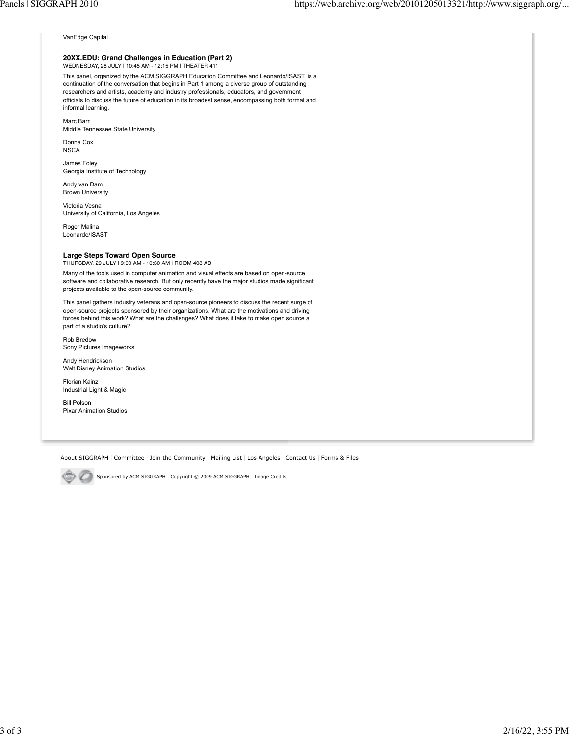VanEdge Capital

### 20XX.EDU: Grand Challenges in Education (Part 2)

WEDNESDAY, 28 JULY | 10:45 AM - 12:15 PM | THEATER 411

This panel, organized by the ACM SIGGRAPH Education Committee and Leonardo/ISAST, is a continuation of the conversation that begins in Part 1 among a diverse group of outstanding researchers and artists, academy and industry professionals, educators, and government officials to discuss the future of education in its broadest sense, encompassing both formal and informal learning.

Marc Barr
Middle Tennessee State University

Donna Cox
NSCA

James Foley
Georgia Institute of Technology

Andy van Dam
Brown University

Victoria Vesna
University of California, Los Angeles

Roger Malina
Leonardo/ISAST

### Large Steps Toward Open Source

THURSDAY, 29 JULY | 9:00 AM - 10:30 AM | ROOM 408 AB

Many of the tools used in computer animation and visual effects are based on open-source software and collaborative research. But only recently have the major studios made significant projects available to the open-source community.

This panel gathers industry veterans and open-source pioneers to discuss the recent surge of open-source projects sponsored by their organizations. What are the motivations and driving forces behind this work? What are the challenges? What does it take to make open source a part of a studio's culture?

Rob Bredow
Sony Pictures Imageworks

Andy Hendrickson
Walt Disney Animation Studios

Florian Kainz
Industrial Light & Magic

Bill Polson
Pixar Animation Studios

About SIGGRAPH | Committee | Join the Community | Mailing List | Los Angeles | Contact Us | Forms & Files

Sponsored by ACM SIGGRAPH   Copyright © 2009 ACM SIGGRAPH   Image Credits